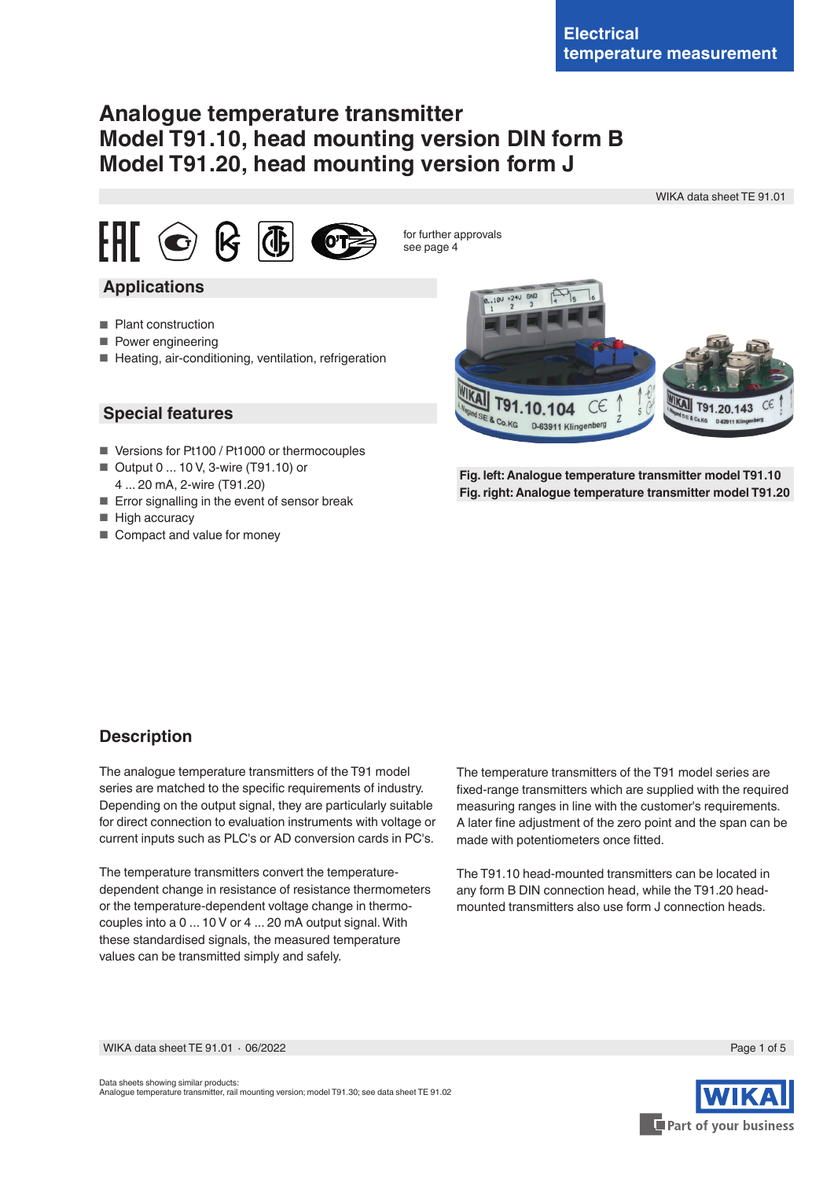Electrical temperature measurement

# Analogue temperature transmitter
# Model T91.10, head mounting version DIN form B
# Model T91.20, head mounting version form J

WIKA data sheet TE 91.01

for further approvals see page 4

## Applications

- Plant construction
- Power engineering
- Heating, air-conditioning, ventilation, refrigeration

## Special features

- Versions for Pt100 / Pt1000 or thermocouples
- Output 0 ... 10 V, 3-wire (T91.10) or 4 ... 20 mA, 2-wire (T91.20)
- Error signalling in the event of sensor break
- High accuracy
- Compact and value for money

**Fig. left: Analogue temperature transmitter model T91.10**
**Fig. right: Analogue temperature transmitter model T91.20**

## Description

The analogue temperature transmitters of the T91 model series are matched to the specific requirements of industry. Depending on the output signal, they are particularly suitable for direct connection to evaluation instruments with voltage or current inputs such as PLC's or AD conversion cards in PC's.

The temperature transmitters convert the temperature-dependent change in resistance of resistance thermometers or the temperature-dependent voltage change in thermocouples into a 0 ... 10 V or 4 ... 20 mA output signal. With these standardised signals, the measured temperature values can be transmitted simply and safely.

The temperature transmitters of the T91 model series are fixed-range transmitters which are supplied with the required measuring ranges in line with the customer's requirements. A later fine adjustment of the zero point and the span can be made with potentiometers once fitted.

The T91.10 head-mounted transmitters can be located in any form B DIN connection head, while the T91.20 head-mounted transmitters also use form J connection heads.

Data sheets showing similar products:
Analogue temperature transmitter, rail mounting version; model T91.30; see data sheet TE 91.02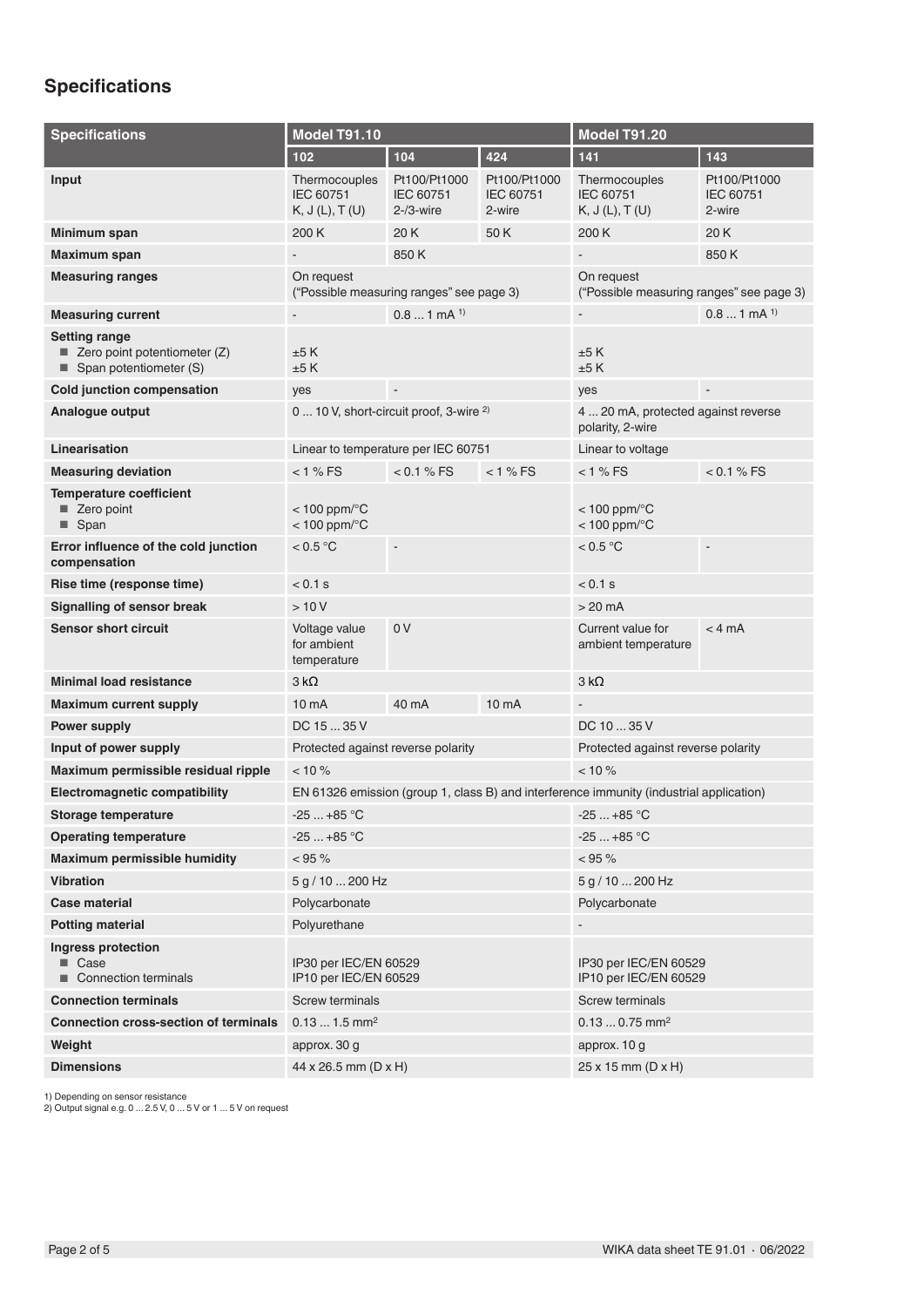## Specifications

| Specifications | Model T91.10 | | | Model T91.20 | |
|---|---|---|---|---|---|
| | 102 | 104 | 424 | 141 | 143 |
| **Input** | Thermocouples IEC 60751 K, J (L), T (U) | Pt100/Pt1000 IEC 60751 2-/3-wire | Pt100/Pt1000 IEC 60751 2-wire | Thermocouples IEC 60751 K, J (L), T (U) | Pt100/Pt1000 IEC 60751 2-wire |
| **Minimum span** | 200 K | 20 K | 50 K | 200 K | 20 K |
| **Maximum span** | - | 850 K | | - | 850 K |
| **Measuring ranges** | On request ("Possible measuring ranges" see page 3) | | | On request ("Possible measuring ranges" see page 3) | |
| **Measuring current** | - | 0.8 ... 1 mA [1] | | - | 0.8 ... 1 mA [1] |
| **Setting range**<br>■ Zero point potentiometer (Z)<br>■ Span potentiometer (S) | <br>±5 K<br>±5 K | | | <br>±5 K<br>±5 K | |
| **Cold junction compensation** | yes | - | | yes | - |
| **Analogue output** | 0 ... 10 V, short-circuit proof, 3-wire [2] | | | 4 ... 20 mA, protected against reverse polarity, 2-wire | |
| **Linearisation** | Linear to temperature per IEC 60751 | | | Linear to voltage | |
| **Measuring deviation** | < 1 % FS | < 0.1 % FS | < 1 % FS | < 1 % FS | < 0.1 % FS |
| **Temperature coefficient**<br>■ Zero point<br>■ Span | <br>< 100 ppm/°C<br>< 100 ppm/°C | | | <br>< 100 ppm/°C<br>< 100 ppm/°C | |
| **Error influence of the cold junction compensation** | < 0.5 °C | - | | < 0.5 °C | - |
| **Rise time (response time)** | < 0.1 s | | | < 0.1 s | |
| **Signalling of sensor break** | > 10 V | | | > 20 mA | |
| **Sensor short circuit** | Voltage value for ambient temperature | 0 V | | Current value for ambient temperature | < 4 mA |
| **Minimal load resistance** | 3 kΩ | | | 3 kΩ | |
| **Maximum current supply** | 10 mA | 40 mA | 10 mA | - | |
| **Power supply** | DC 15 ... 35 V | | | DC 10 ... 35 V | |
| **Input of power supply** | Protected against reverse polarity | | | Protected against reverse polarity | |
| **Maximum permissible residual ripple** | < 10 % | | | < 10 % | |
| **Electromagnetic compatibility** | EN 61326 emission (group 1, class B) and interference immunity (industrial application) | | | | |
| **Storage temperature** | -25 ... +85 °C | | | -25 ... +85 °C | |
| **Operating temperature** | -25 ... +85 °C | | | -25 ... +85 °C | |
| **Maximum permissible humidity** | < 95 % | | | < 95 % | |
| **Vibration** | 5 g / 10 ... 200 Hz | | | 5 g / 10 ... 200 Hz | |
| **Case material** | Polycarbonate | | | Polycarbonate | |
| **Potting material** | Polyurethane | | | - | |
| **Ingress protection**<br>■ Case<br>■ Connection terminals | <br>IP30 per IEC/EN 60529<br>IP10 per IEC/EN 60529 | | | <br>IP30 per IEC/EN 60529<br>IP10 per IEC/EN 60529 | |
| **Connection terminals** | Screw terminals | | | Screw terminals | |
| **Connection cross-section of terminals** | 0.13 ... 1.5 mm² | | | 0.13 ... 0.75 mm² | |
| **Weight** | approx. 30 g | | | approx. 10 g | |
| **Dimensions** | 44 x 26.5 mm (D x H) | | | 25 x 15 mm (D x H) | |

1) Depending on sensor resistance
2) Output signal e.g. 0 ... 2.5 V, 0 ... 5 V or 1 ... 5 V on request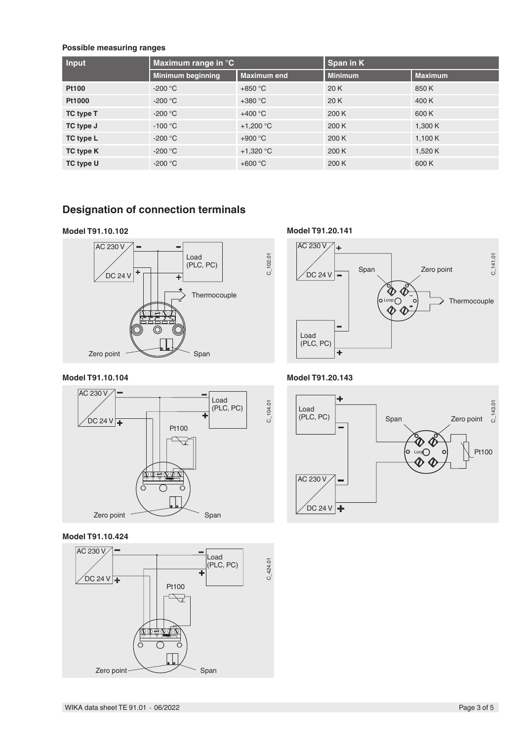**Possible measuring ranges**

| Input | Maximum range in °C | | Span in K | |
|---|---|---|---|---|
| | Minimum beginning | Maximum end | Minimum | Maximum |
| **Pt100** | -200 °C | +850 °C | 20 K | 850 K |
| **Pt1000** | -200 °C | +380 °C | 20 K | 400 K |
| **TC type T** | -200 °C | +400 °C | 200 K | 600 K |
| **TC type J** | -100 °C | +1,200 °C | 200 K | 1,300 K |
| **TC type L** | -200 °C | +900 °C | 200 K | 1,100 K |
| **TC type K** | -200 °C | +1,320 °C | 200 K | 1,520 K |
| **TC type U** | -200 °C | +600 °C | 200 K | 600 K |

## Designation of connection terminals

**Model T91.10.102**

**Model T91.20.141**

**Model T91.10.104**

**Model T91.20.143**

**Model T91.10.424**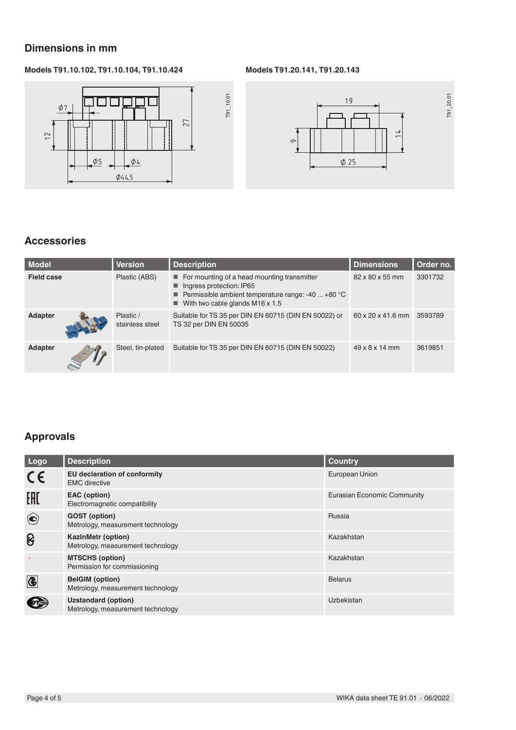## Dimensions in mm

**Models T91.10.102, T91.10.104, T91.10.424**

**Models T91.20.141, T91.20.143**

## Accessories

| Model | Version | Description | Dimensions | Order no. |
|---|---|---|---|---|
| **Field case** | Plastic (ABS) | ■ For mounting of a head mounting transmitter<br>■ Ingress protection: IP65<br>■ Permissible ambient temperature range: -40 ... +80 °C<br>■ With two cable glands M16 x 1.5 | 82 x 80 x 55 mm | 3301732 |
| **Adapter** | Plastic / stainless steel | Suitable for TS 35 per DIN EN 60715 (DIN EN 50022) or TS 32 per DIN EN 50035 | 60 x 20 x 41.6 mm | 3593789 |
| **Adapter** | Steel, tin-plated | Suitable for TS 35 per DIN EN 60715 (DIN EN 50022) | 49 x 8 x 14 mm | 3619851 |

## Approvals

| Logo | Description | Country |
|---|---|---|
| CE | **EU declaration of conformity**<br>EMC directive | European Union |
| EAC | **EAC (option)**<br>Electromagnetic compatibility | Eurasian Economic Community |
| | **GOST (option)**<br>Metrology, measurement technology | Russia |
| | **KazInMetr (option)**<br>Metrology, measurement technology | Kazakhstan |
| - | **MTSCHS (option)**<br>Permission for commissioning | Kazakhstan |
| | **BelGIM (option)**<br>Metrology, measurement technology | Belarus |
| | **Uzstandard (option)**<br>Metrology, measurement technology | Uzbekistan |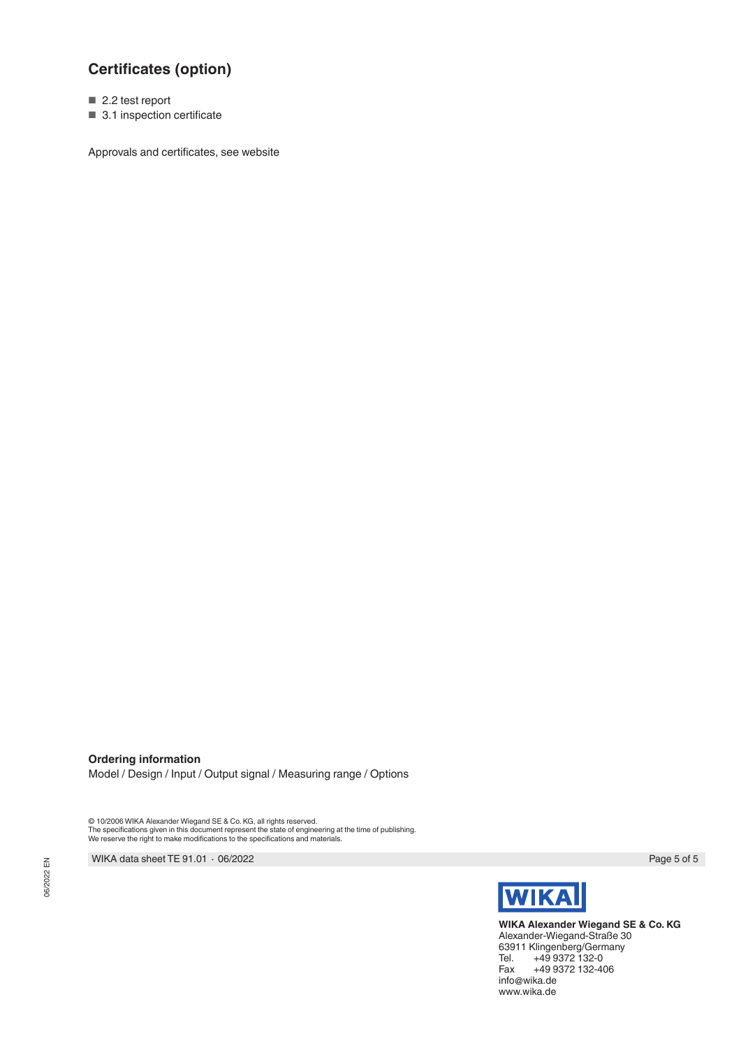## Certificates (option)

- 2.2 test report
- 3.1 inspection certificate

Approvals and certificates, see website

**Ordering information**
Model / Design / Input / Output signal / Measuring range / Options

© 10/2006 WIKA Alexander Wiegand SE & Co. KG, all rights reserved.
The specifications given in this document represent the state of engineering at the time of publishing.
We reserve the right to make modifications to the specifications and materials.

**WIKA Alexander Wiegand SE & Co. KG**
Alexander-Wiegand-Straße 30
63911 Klingenberg/Germany
Tel. +49 9372 132-0
Fax +49 9372 132-406
info@wika.de
www.wika.de